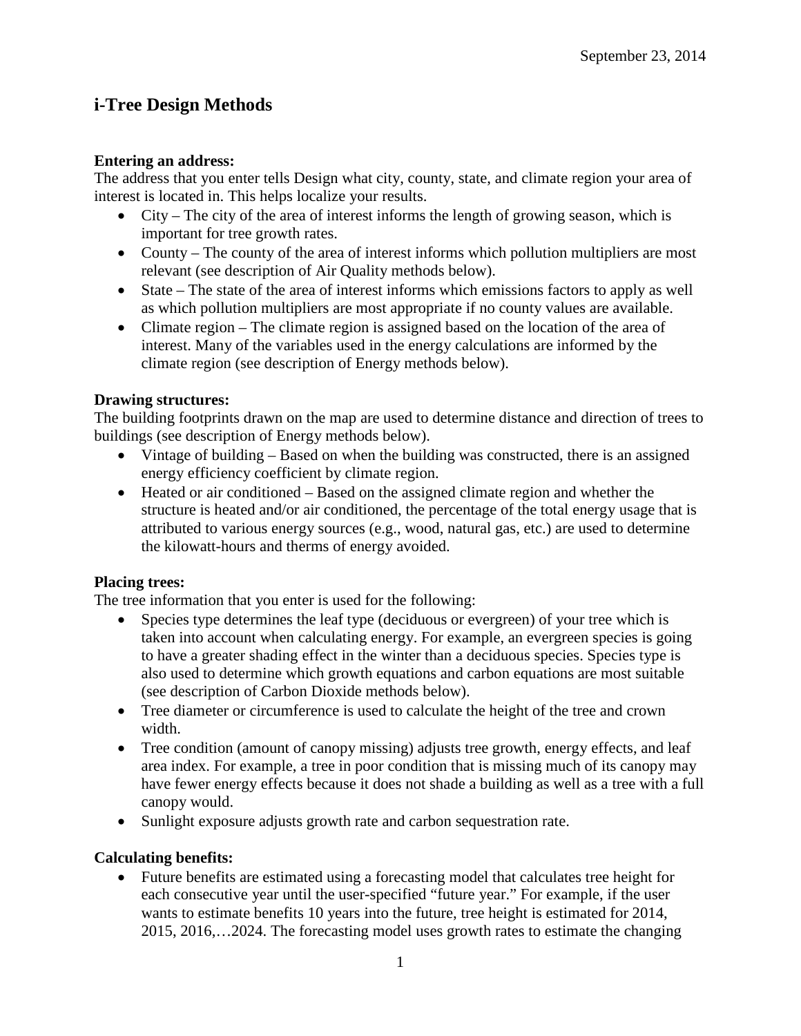September 23, 2014

# i-Tree Design Methods

**Entering an address:**

The address that you enter tells Design what city, county, state, and climate region your area of interest is located in. This helps localize your results.

- City – The city of the area of interest informs the length of growing season, which is important for tree growth rates.
- County – The county of the area of interest informs which pollution multipliers are most relevant (see description of Air Quality methods below).
- State – The state of the area of interest informs which emissions factors to apply as well as which pollution multipliers are most appropriate if no county values are available.
- Climate region – The climate region is assigned based on the location of the area of interest. Many of the variables used in the energy calculations are informed by the climate region (see description of Energy methods below).

**Drawing structures:**

The building footprints drawn on the map are used to determine distance and direction of trees to buildings (see description of Energy methods below).

- Vintage of building – Based on when the building was constructed, there is an assigned energy efficiency coefficient by climate region.
- Heated or air conditioned – Based on the assigned climate region and whether the structure is heated and/or air conditioned, the percentage of the total energy usage that is attributed to various energy sources (e.g., wood, natural gas, etc.) are used to determine the kilowatt-hours and therms of energy avoided.

**Placing trees:**

The tree information that you enter is used for the following:

- Species type determines the leaf type (deciduous or evergreen) of your tree which is taken into account when calculating energy. For example, an evergreen species is going to have a greater shading effect in the winter than a deciduous species. Species type is also used to determine which growth equations and carbon equations are most suitable (see description of Carbon Dioxide methods below).
- Tree diameter or circumference is used to calculate the height of the tree and crown width.
- Tree condition (amount of canopy missing) adjusts tree growth, energy effects, and leaf area index. For example, a tree in poor condition that is missing much of its canopy may have fewer energy effects because it does not shade a building as well as a tree with a full canopy would.
- Sunlight exposure adjusts growth rate and carbon sequestration rate.

**Calculating benefits:**

- Future benefits are estimated using a forecasting model that calculates tree height for each consecutive year until the user-specified "future year." For example, if the user wants to estimate benefits 10 years into the future, tree height is estimated for 2014, 2015, 2016,…2024. The forecasting model uses growth rates to estimate the changing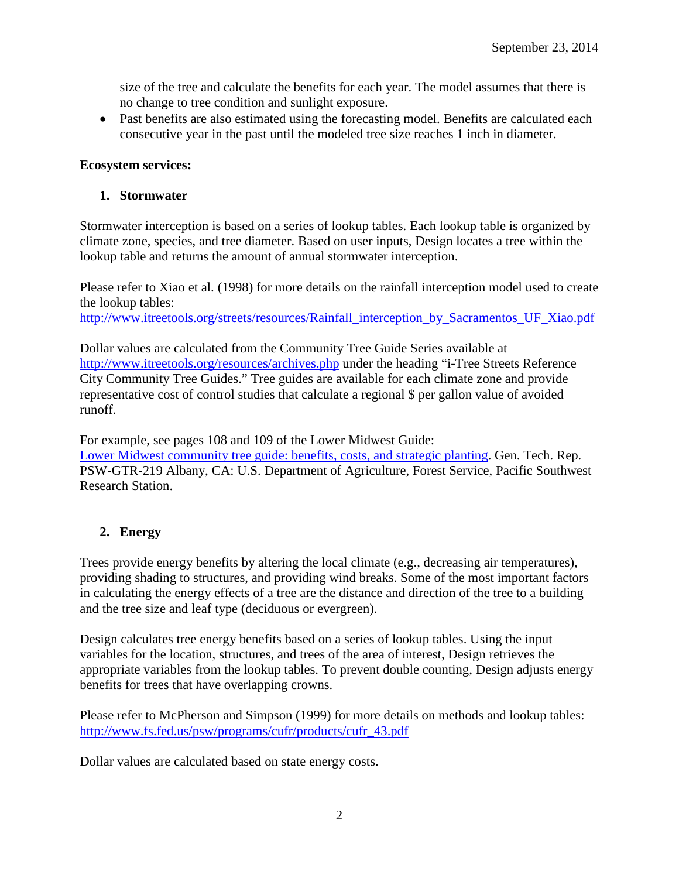size of the tree and calculate the benefits for each year. The model assumes that there is no change to tree condition and sunlight exposure.

- Past benefits are also estimated using the forecasting model. Benefits are calculated each consecutive year in the past until the modeled tree size reaches 1 inch in diameter.

**Ecosystem services:**

## 1. Stormwater

Stormwater interception is based on a series of lookup tables. Each lookup table is organized by climate zone, species, and tree diameter. Based on user inputs, Design locates a tree within the lookup table and returns the amount of annual stormwater interception.

Please refer to Xiao et al. (1998) for more details on the rainfall interception model used to create the lookup tables:
http://www.itreetools.org/streets/resources/Rainfall_interception_by_Sacramentos_UF_Xiao.pdf

Dollar values are calculated from the Community Tree Guide Series available at http://www.itreetools.org/resources/archives.php under the heading "i-Tree Streets Reference City Community Tree Guides." Tree guides are available for each climate zone and provide representative cost of control studies that calculate a regional $ per gallon value of avoided runoff.

For example, see pages 108 and 109 of the Lower Midwest Guide:
Lower Midwest community tree guide: benefits, costs, and strategic planting. Gen. Tech. Rep. PSW-GTR-219 Albany, CA: U.S. Department of Agriculture, Forest Service, Pacific Southwest Research Station.

## 2. Energy

Trees provide energy benefits by altering the local climate (e.g., decreasing air temperatures), providing shading to structures, and providing wind breaks. Some of the most important factors in calculating the energy effects of a tree are the distance and direction of the tree to a building and the tree size and leaf type (deciduous or evergreen).

Design calculates tree energy benefits based on a series of lookup tables. Using the input variables for the location, structures, and trees of the area of interest, Design retrieves the appropriate variables from the lookup tables. To prevent double counting, Design adjusts energy benefits for trees that have overlapping crowns.

Please refer to McPherson and Simpson (1999) for more details on methods and lookup tables:
http://www.fs.fed.us/psw/programs/cufr/products/cufr_43.pdf

Dollar values are calculated based on state energy costs.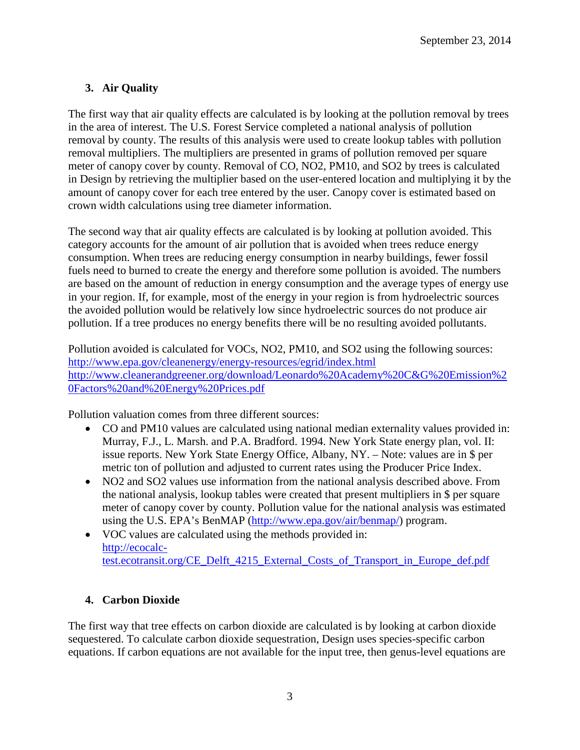## 3. Air Quality

The first way that air quality effects are calculated is by looking at the pollution removal by trees in the area of interest. The U.S. Forest Service completed a national analysis of pollution removal by county. The results of this analysis were used to create lookup tables with pollution removal multipliers. The multipliers are presented in grams of pollution removed per square meter of canopy cover by county. Removal of CO, $NO_2$, $PM_{10}$, and $SO_2$ by trees is calculated in Design by retrieving the multiplier based on the user-entered location and multiplying it by the amount of canopy cover for each tree entered by the user. Canopy cover is estimated based on crown width calculations using tree diameter information.

The second way that air quality effects are calculated is by looking at pollution avoided. This category accounts for the amount of air pollution that is avoided when trees reduce energy consumption. When trees are reducing energy consumption in nearby buildings, fewer fossil fuels need to burned to create the energy and therefore some pollution is avoided. The numbers are based on the amount of reduction in energy consumption and the average types of energy use in your region. If, for example, most of the energy in your region is from hydroelectric sources the avoided pollution would be relatively low since hydroelectric sources do not produce air pollution. If a tree produces no energy benefits there will be no resulting avoided pollutants.

Pollution avoided is calculated for VOCs, $NO_2$, $PM_{10}$, and $SO_2$ using the following sources:
http://www.epa.gov/cleanenergy/energy-resources/egrid/index.html
http://www.cleanerandgreener.org/download/Leonardo%20Academy%20C&G%20Emission%20Factors%20and%20Energy%20Prices.pdf

Pollution valuation comes from three different sources:

- CO and $PM_{10}$ values are calculated using national median externality values provided in: Murray, F.J., L. Marsh. and P.A. Bradford. 1994. New York State energy plan, vol. II: issue reports. New York State Energy Office, Albany, NY. – Note: values are in $ per metric ton of pollution and adjusted to current rates using the Producer Price Index.
- $NO_2$ and $SO_2$ values use information from the national analysis described above. From the national analysis, lookup tables were created that present multipliers in $ per square meter of canopy cover by county. Pollution value for the national analysis was estimated using the U.S. EPA's BenMAP (http://www.epa.gov/air/benmap/) program.
- VOC values are calculated using the methods provided in: http://ecocalc-test.ecotransit.org/CE_Delft_4215_External_Costs_of_Transport_in_Europe_def.pdf

## 4. Carbon Dioxide

The first way that tree effects on carbon dioxide are calculated is by looking at carbon dioxide sequestered. To calculate carbon dioxide sequestration, Design uses species-specific carbon equations. If carbon equations are not available for the input tree, then genus-level equations are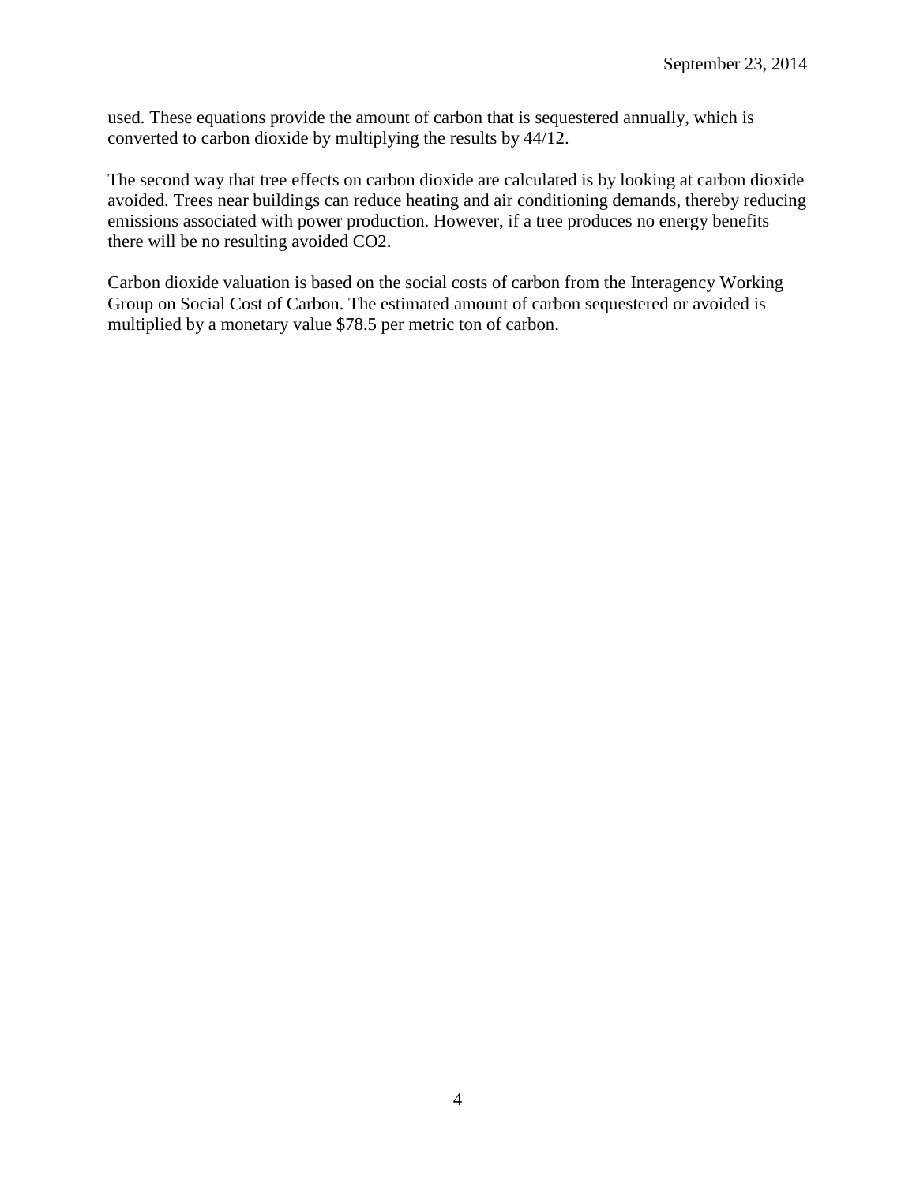used. These equations provide the amount of carbon that is sequestered annually, which is converted to carbon dioxide by multiplying the results by 44/12.

The second way that tree effects on carbon dioxide are calculated is by looking at carbon dioxide avoided. Trees near buildings can reduce heating and air conditioning demands, thereby reducing emissions associated with power production. However, if a tree produces no energy benefits there will be no resulting avoided $CO_2$.

Carbon dioxide valuation is based on the social costs of carbon from the Interagency Working Group on Social Cost of Carbon. The estimated amount of carbon sequestered or avoided is multiplied by a monetary value $78.5 per metric ton of carbon.